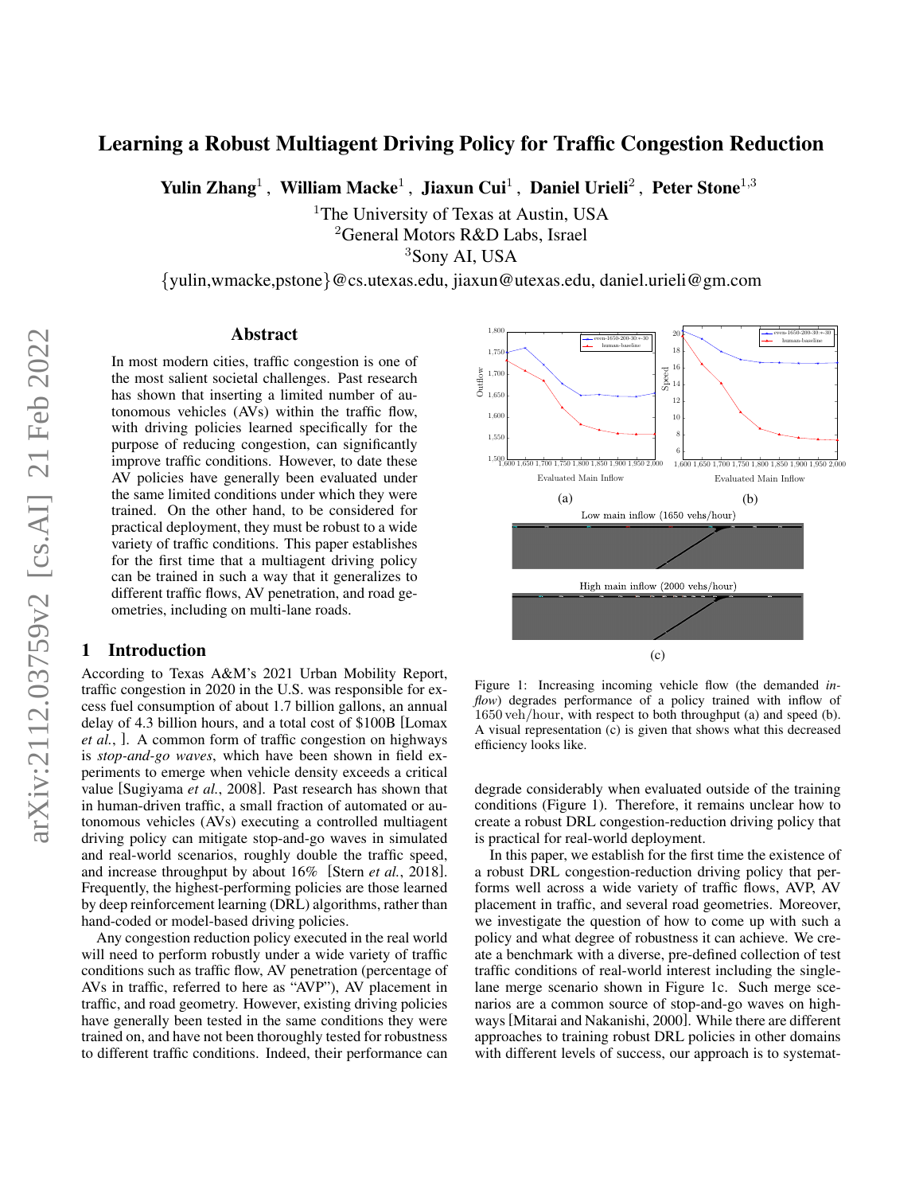# Learning a Robust Multiagent Driving Policy for Traffic Congestion Reduction

**Yulin Zhang**[1], **William Macke**[1], **Jiaxun Cui**[1], **Daniel Urieli**[2], **Peter Stone**[1,3]

[1]The University of Texas at Austin, USA
[2]General Motors R&D Labs, Israel
[3]Sony AI, USA

{yulin,wmacke,pstone}@cs.utexas.edu, jiaxun@utexas.edu, daniel.urieli@gm.com

## Abstract

In most modern cities, traffic congestion is one of the most salient societal challenges. Past research has shown that inserting a limited number of autonomous vehicles (AVs) within the traffic flow, with driving policies learned specifically for the purpose of reducing congestion, can significantly improve traffic conditions. However, to date these AV policies have generally been evaluated under the same limited conditions under which they were trained. On the other hand, to be considered for practical deployment, they must be robust to a wide variety of traffic conditions. This paper establishes for the first time that a multiagent driving policy can be trained in such a way that it generalizes to different traffic flows, AV penetration, and road geometries, including on multi-lane roads.

## 1 Introduction

According to Texas A&M's 2021 Urban Mobility Report, traffic congestion in 2020 in the U.S. was responsible for excess fuel consumption of about 1.7 billion gallons, an annual delay of 4.3 billion hours, and a total cost of $100B [Lomax *et al.*, ]. A common form of traffic congestion on highways is *stop-and-go waves*, which have been shown in field experiments to emerge when vehicle density exceeds a critical value [Sugiyama *et al.*, 2008]. Past research has shown that in human-driven traffic, a small fraction of automated or autonomous vehicles (AVs) executing a controlled multiagent driving policy can mitigate stop-and-go waves in simulated and real-world scenarios, roughly double the traffic speed, and increase throughput by about 16% [Stern *et al.*, 2018]. Frequently, the highest-performing policies are those learned by deep reinforcement learning (DRL) algorithms, rather than hand-coded or model-based driving policies.

Any congestion reduction policy executed in the real world will need to perform robustly under a wide variety of traffic conditions such as traffic flow, AV penetration (percentage of AVs in traffic, referred to here as "AVP"), AV placement in traffic, and road geometry. However, existing driving policies have generally been tested in the same conditions they were trained on, and have not been thoroughly tested for robustness to different traffic conditions. Indeed, their performance can degrade considerably when evaluated outside of the training conditions (Figure 1). Therefore, it remains unclear how to create a robust DRL congestion-reduction driving policy that is practical for real-world deployment.

Figure 1: Increasing incoming vehicle flow (the demanded *inflow*) degrades performance of a policy trained with inflow of 1650 veh/hour, with respect to both throughput (a) and speed (b). A visual representation (c) is given that shows what this decreased efficiency looks like.

In this paper, we establish for the first time the existence of a robust DRL congestion-reduction driving policy that performs well across a wide variety of traffic flows, AVP, AV placement in traffic, and several road geometries. Moreover, we investigate the question of how to come up with such a policy and what degree of robustness it can achieve. We create a benchmark with a diverse, pre-defined collection of test traffic conditions of real-world interest including the single-lane merge scenario shown in Figure 1c. Such merge scenarios are a common source of stop-and-go waves on highways [Mitarai and Nakanishi, 2000]. While there are different approaches to training robust DRL policies in other domains with different levels of success, our approach is to systemat-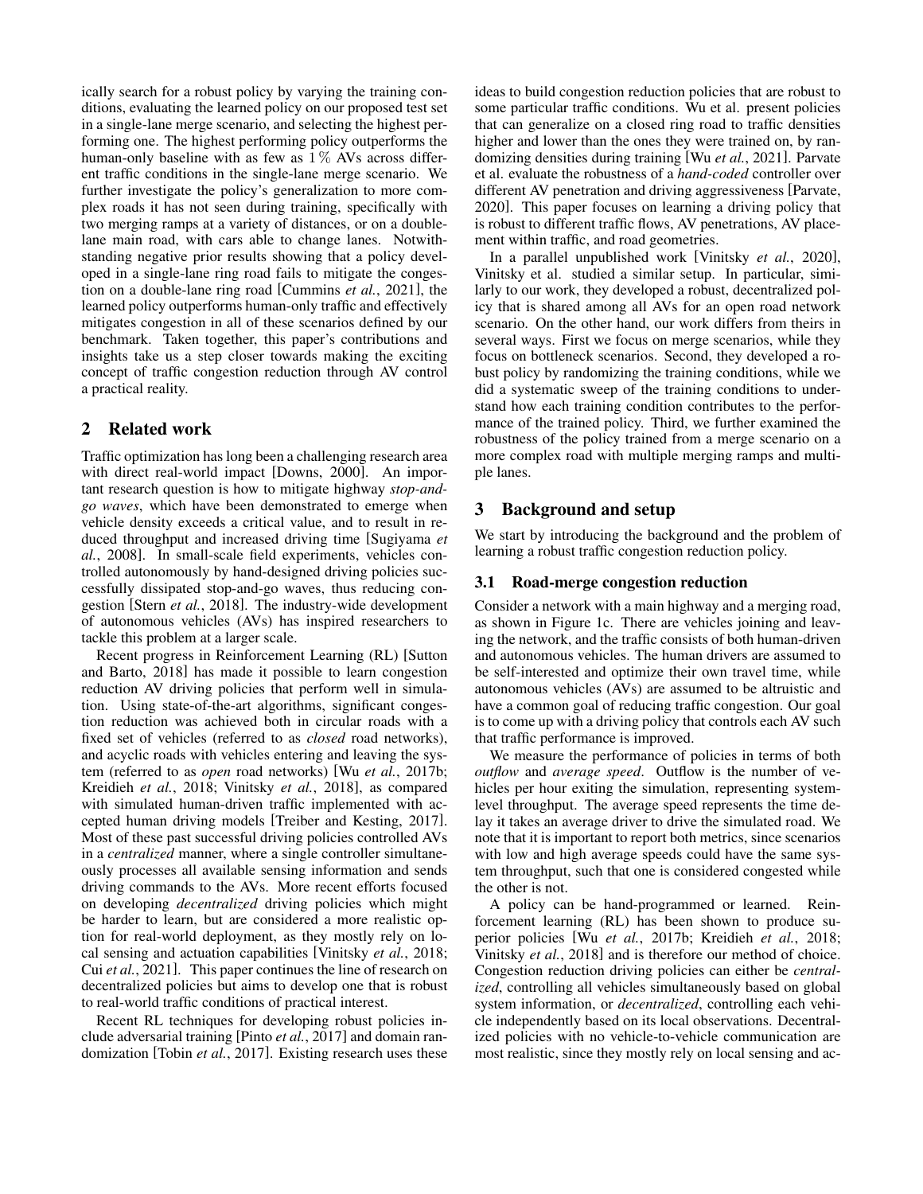ically search for a robust policy by varying the training conditions, evaluating the learned policy on our proposed test set in a single-lane merge scenario, and selecting the highest performing one. The highest performing policy outperforms the human-only baseline with as few as $1\,\%$ AVs across different traffic conditions in the single-lane merge scenario. We further investigate the policy's generalization to more complex roads it has not seen during training, specifically with two merging ramps at a variety of distances, or on a double-lane main road, with cars able to change lanes. Notwithstanding negative prior results showing that a policy developed in a single-lane ring road fails to mitigate the congestion on a double-lane ring road [Cummins *et al.*, 2021], the learned policy outperforms human-only traffic and effectively mitigates congestion in all of these scenarios defined by our benchmark. Taken together, this paper's contributions and insights take us a step closer towards making the exciting concept of traffic congestion reduction through AV control a practical reality.

## 2 Related work

Traffic optimization has long been a challenging research area with direct real-world impact [Downs, 2000]. An important research question is how to mitigate highway *stop-and-go waves*, which have been demonstrated to emerge when vehicle density exceeds a critical value, and to result in reduced throughput and increased driving time [Sugiyama *et al.*, 2008]. In small-scale field experiments, vehicles controlled autonomously by hand-designed driving policies successfully dissipated stop-and-go waves, thus reducing congestion [Stern *et al.*, 2018]. The industry-wide development of autonomous vehicles (AVs) has inspired researchers to tackle this problem at a larger scale.

Recent progress in Reinforcement Learning (RL) [Sutton and Barto, 2018] has made it possible to learn congestion reduction AV driving policies that perform well in simulation. Using state-of-the-art algorithms, significant congestion reduction was achieved both in circular roads with a fixed set of vehicles (referred to as *closed* road networks), and acyclic roads with vehicles entering and leaving the system (referred to as *open* road networks) [Wu *et al.*, 2017b; Kreidieh *et al.*, 2018; Vinitsky *et al.*, 2018], as compared with simulated human-driven traffic implemented with accepted human driving models [Treiber and Kesting, 2017]. Most of these past successful driving policies controlled AVs in a *centralized* manner, where a single controller simultaneously processes all available sensing information and sends driving commands to the AVs. More recent efforts focused on developing *decentralized* driving policies which might be harder to learn, but are considered a more realistic option for real-world deployment, as they mostly rely on local sensing and actuation capabilities [Vinitsky *et al.*, 2018; Cui *et al.*, 2021]. This paper continues the line of research on decentralized policies but aims to develop one that is robust to real-world traffic conditions of practical interest.

Recent RL techniques for developing robust policies include adversarial training [Pinto *et al.*, 2017] and domain randomization [Tobin *et al.*, 2017]. Existing research uses these ideas to build congestion reduction policies that are robust to some particular traffic conditions. Wu et al. present policies that can generalize on a closed ring road to traffic densities higher and lower than the ones they were trained on, by randomizing densities during training [Wu *et al.*, 2021]. Parvate et al. evaluate the robustness of a *hand-coded* controller over different AV penetration and driving aggressiveness [Parvate, 2020]. This paper focuses on learning a driving policy that is robust to different traffic flows, AV penetrations, AV placement within traffic, and road geometries.

In a parallel unpublished work [Vinitsky *et al.*, 2020], Vinitsky et al. studied a similar setup. In particular, similarly to our work, they developed a robust, decentralized policy that is shared among all AVs for an open road network scenario. On the other hand, our work differs from theirs in several ways. First we focus on merge scenarios, while they focus on bottleneck scenarios. Second, they developed a robust policy by randomizing the training conditions, while we did a systematic sweep of the training conditions to understand how each training condition contributes to the performance of the trained policy. Third, we further examined the robustness of the policy trained from a merge scenario on a more complex road with multiple merging ramps and multiple lanes.

## 3 Background and setup

We start by introducing the background and the problem of learning a robust traffic congestion reduction policy.

### 3.1 Road-merge congestion reduction

Consider a network with a main highway and a merging road, as shown in Figure 1c. There are vehicles joining and leaving the network, and the traffic consists of both human-driven and autonomous vehicles. The human drivers are assumed to be self-interested and optimize their own travel time, while autonomous vehicles (AVs) are assumed to be altruistic and have a common goal of reducing traffic congestion. Our goal is to come up with a driving policy that controls each AV such that traffic performance is improved.

We measure the performance of policies in terms of both *outflow* and *average speed*. Outflow is the number of vehicles per hour exiting the simulation, representing system-level throughput. The average speed represents the time delay it takes an average driver to drive the simulated road. We note that it is important to report both metrics, since scenarios with low and high average speeds could have the same system throughput, such that one is considered congested while the other is not.

A policy can be hand-programmed or learned. Reinforcement learning (RL) has been shown to produce superior policies [Wu *et al.*, 2017b; Kreidieh *et al.*, 2018; Vinitsky *et al.*, 2018] and is therefore our method of choice. Congestion reduction driving policies can either be *centralized*, controlling all vehicles simultaneously based on global system information, or *decentralized*, controlling each vehicle independently based on its local observations. Decentralized policies with no vehicle-to-vehicle communication are most realistic, since they mostly rely on local sensing and ac-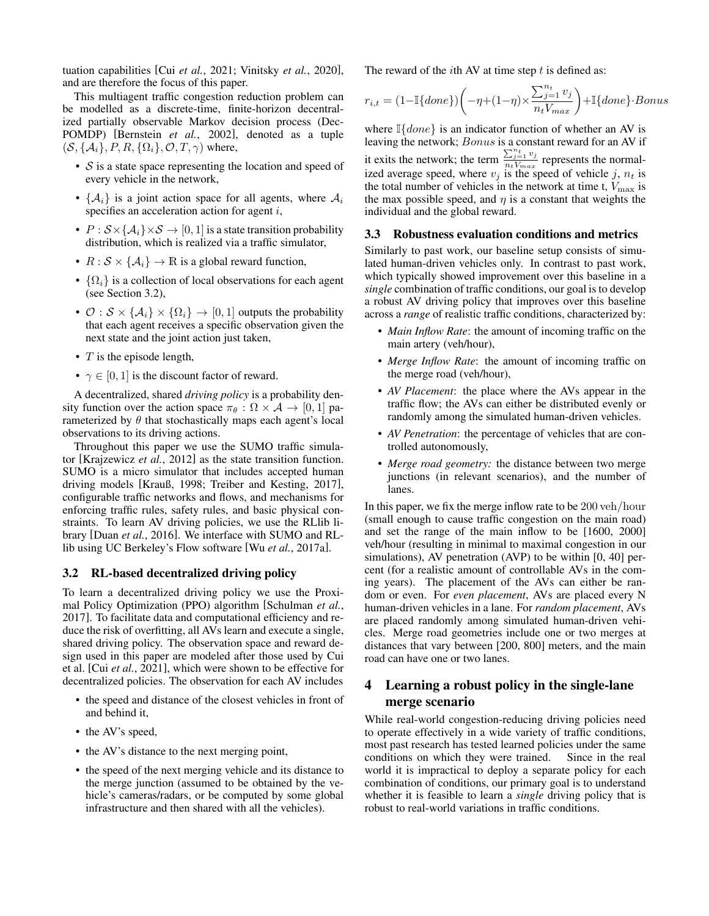tuation capabilities [Cui *et al.*, 2021; Vinitsky *et al.*, 2020], and are therefore the focus of this paper.

This multiagent traffic congestion reduction problem can be modelled as a discrete-time, finite-horizon decentralized partially observable Markov decision process (Dec-POMDP) [Bernstein *et al.*, 2002], denoted as a tuple $(\mathcal{S}, \{\mathcal{A}_i\}, P, R, \{\Omega_i\}, \mathcal{O}, T, \gamma)$ where,

- $\mathcal{S}$ is a state space representing the location and speed of every vehicle in the network,
- $\{\mathcal{A}_i\}$ is a joint action space for all agents, where $\mathcal{A}_i$ specifies an acceleration action for agent $i$,
- $P : \mathcal{S} \times \{\mathcal{A}_i\} \times \mathcal{S} \to [0, 1]$ is a state transition probability distribution, which is realized via a traffic simulator,
- $R : \mathcal{S} \times \{\mathcal{A}_i\} \to \mathbb{R}$ is a global reward function,
- $\{\Omega_i\}$ is a collection of local observations for each agent (see Section 3.2),
- $\mathcal{O} : \mathcal{S} \times \{\mathcal{A}_i\} \times \{\Omega_i\} \to [0, 1]$ outputs the probability that each agent receives a specific observation given the next state and the joint action just taken,
- $T$ is the episode length,
- $\gamma \in [0, 1]$ is the discount factor of reward.

A decentralized, shared *driving policy* is a probability density function over the action space $\pi_\theta : \Omega \times \mathcal{A} \to [0, 1]$ parameterized by $\theta$ that stochastically maps each agent's local observations to its driving actions.

Throughout this paper we use the SUMO traffic simulator [Krajzewicz *et al.*, 2012] as the state transition function. SUMO is a micro simulator that includes accepted human driving models [Krauß, 1998; Treiber and Kesting, 2017], configurable traffic networks and flows, and mechanisms for enforcing traffic rules, safety rules, and basic physical constraints. To learn AV driving policies, we use the RLlib library [Duan *et al.*, 2016]. We interface with SUMO and RLlib using UC Berkeley's Flow software [Wu *et al.*, 2017a].

### 3.2 RL-based decentralized driving policy

To learn a decentralized driving policy we use the Proximal Policy Optimization (PPO) algorithm [Schulman *et al.*, 2017]. To facilitate data and computational efficiency and reduce the risk of overfitting, all AVs learn and execute a single, shared driving policy. The observation space and reward design used in this paper are modeled after those used by Cui et al. [Cui *et al.*, 2021], which were shown to be effective for decentralized policies. The observation for each AV includes

- the speed and distance of the closest vehicles in front of and behind it,
- the AV's speed,
- the AV's distance to the next merging point,
- the speed of the next merging vehicle and its distance to the merge junction (assumed to be obtained by the vehicle's cameras/radars, or be computed by some global infrastructure and then shared with all the vehicles).

The reward of the $i$th AV at time step $t$ is defined as:

$$r_{i,t} = (1 - \mathbb{I}\{done\})\left(-\eta + (1-\eta) \times \frac{\sum_{j=1}^{n_t} v_j}{n_t V_{max}}\right) + \mathbb{I}\{done\} \cdot Bonus$$

where $\mathbb{I}\{done\}$ is an indicator function of whether an AV is leaving the network; $Bonus$ is a constant reward for an AV if it exits the network; the term $\frac{\sum_{j=1}^{n_t} v_j}{n_t V_{max}}$ represents the normalized average speed, where $v_j$ is the speed of vehicle $j$, $n_t$ is the total number of vehicles in the network at time t, $V_{\max}$ is the max possible speed, and $\eta$ is a constant that weights the individual and the global reward.

### 3.3 Robustness evaluation conditions and metrics

Similarly to past work, our baseline setup consists of simulated human-driven vehicles only. In contrast to past work, which typically showed improvement over this baseline in a *single* combination of traffic conditions, our goal is to develop a robust AV driving policy that improves over this baseline across a *range* of realistic traffic conditions, characterized by:

- *Main Inflow Rate*: the amount of incoming traffic on the main artery (veh/hour),
- *Merge Inflow Rate*: the amount of incoming traffic on the merge road (veh/hour),
- *AV Placement*: the place where the AVs appear in the traffic flow; the AVs can either be distributed evenly or randomly among the simulated human-driven vehicles.
- *AV Penetration*: the percentage of vehicles that are controlled autonomously,
- *Merge road geometry:* the distance between two merge junctions (in relevant scenarios), and the number of lanes.

In this paper, we fix the merge inflow rate to be $200\ \mathrm{veh/hour}$ (small enough to cause traffic congestion on the main road) and set the range of the main inflow to be [1600, 2000] veh/hour (resulting in minimal to maximal congestion in our simulations), AV penetration (AVP) to be within [0, 40] percent (for a realistic amount of controllable AVs in the coming years). The placement of the AVs can either be random or even. For *even placement*, AVs are placed every N human-driven vehicles in a lane. For *random placement*, AVs are placed randomly among simulated human-driven vehicles. Merge road geometries include one or two merges at distances that vary between [200, 800] meters, and the main road can have one or two lanes.

## 4 Learning a robust policy in the single-lane merge scenario

While real-world congestion-reducing driving policies need to operate effectively in a wide variety of traffic conditions, most past research has tested learned policies under the same conditions on which they were trained. Since in the real world it is impractical to deploy a separate policy for each combination of conditions, our primary goal is to understand whether it is feasible to learn a *single* driving policy that is robust to real-world variations in traffic conditions.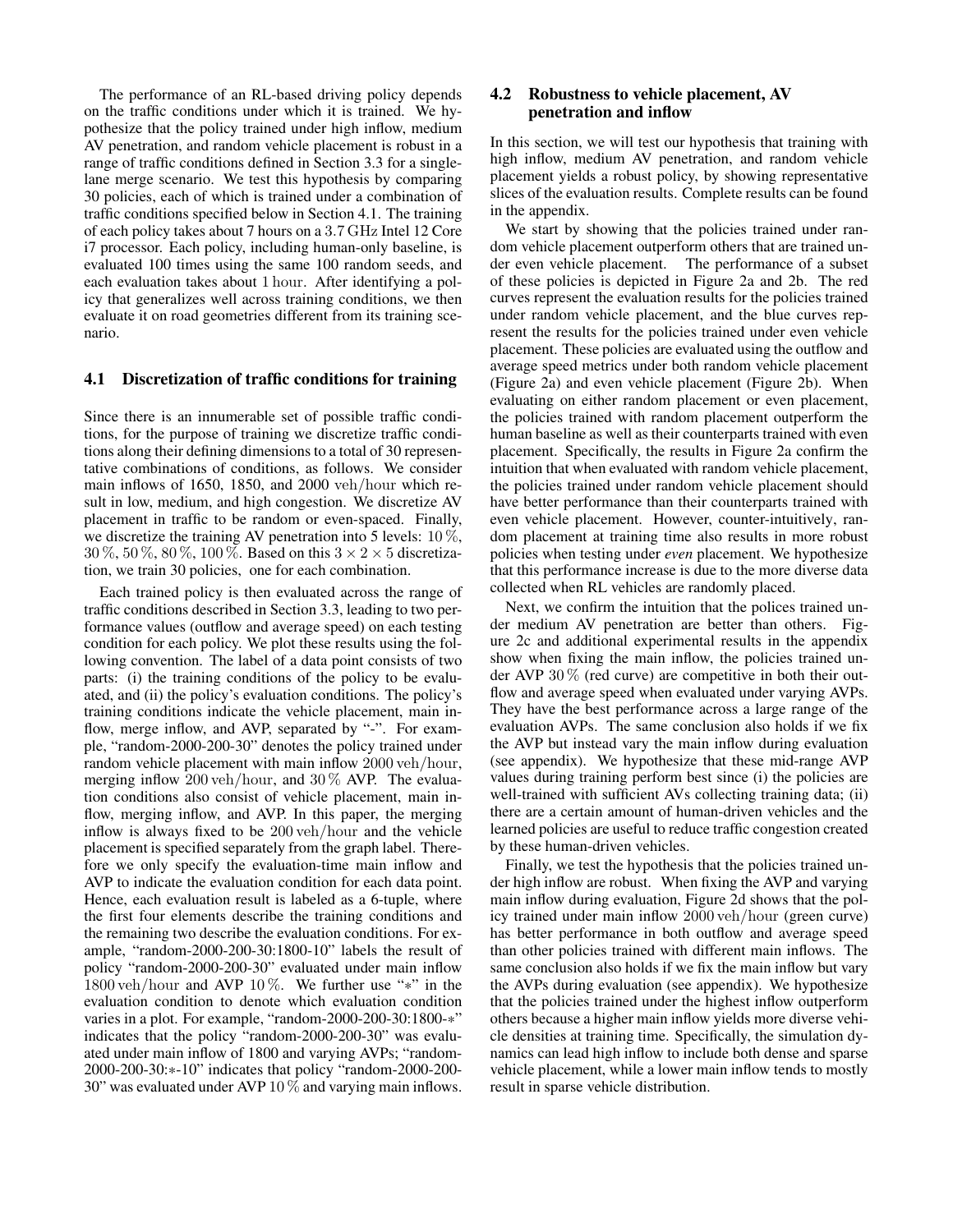The performance of an RL-based driving policy depends on the traffic conditions under which it is trained. We hypothesize that the policy trained under high inflow, medium AV penetration, and random vehicle placement is robust in a range of traffic conditions defined in Section 3.3 for a single-lane merge scenario. We test this hypothesis by comparing 30 policies, each of which is trained under a combination of traffic conditions specified below in Section 4.1. The training of each policy takes about 7 hours on a 3.7 GHz Intel 12 Core i7 processor. Each policy, including human-only baseline, is evaluated 100 times using the same 100 random seeds, and each evaluation takes about 1 hour. After identifying a policy that generalizes well across training conditions, we then evaluate it on road geometries different from its training scenario.

### 4.1 Discretization of traffic conditions for training

Since there is an innumerable set of possible traffic conditions, for the purpose of training we discretize traffic conditions along their defining dimensions to a total of 30 representative combinations of conditions, as follows. We consider main inflows of 1650, 1850, and 2000 veh/hour which result in low, medium, and high congestion. We discretize AV placement in traffic to be random or even-spaced. Finally, we discretize the training AV penetration into 5 levels: 10 %, 30 %, 50 %, 80 %, 100 %. Based on this $3 \times 2 \times 5$ discretization, we train 30 policies, one for each combination.

Each trained policy is then evaluated across the range of traffic conditions described in Section 3.3, leading to two performance values (outflow and average speed) on each testing condition for each policy. We plot these results using the following convention. The label of a data point consists of two parts: (i) the training conditions of the policy to be evaluated, and (ii) the policy's evaluation conditions. The policy's training conditions indicate the vehicle placement, main inflow, merge inflow, and AVP, separated by "-". For example, "random-2000-200-30" denotes the policy trained under random vehicle placement with main inflow 2000 veh/hour, merging inflow 200 veh/hour, and 30 % AVP. The evaluation conditions also consist of vehicle placement, main inflow, merging inflow, and AVP. In this paper, the merging inflow is always fixed to be 200 veh/hour and the vehicle placement is specified separately from the graph label. Therefore we only specify the evaluation-time main inflow and AVP to indicate the evaluation condition for each data point. Hence, each evaluation result is labeled as a 6-tuple, where the first four elements describe the training conditions and the remaining two describe the evaluation conditions. For example, "random-2000-200-30:1800-10" labels the result of policy "random-2000-200-30" evaluated under main inflow 1800 veh/hour and AVP 10 %. We further use "∗" in the evaluation condition to denote which evaluation condition varies in a plot. For example, "random-2000-200-30:1800-∗" indicates that the policy "random-2000-200-30" was evaluated under main inflow of 1800 and varying AVPs; "random-2000-200-30:∗-10" indicates that policy "random-2000-200-30" was evaluated under AVP 10 % and varying main inflows.

### 4.2 Robustness to vehicle placement, AV penetration and inflow

In this section, we will test our hypothesis that training with high inflow, medium AV penetration, and random vehicle placement yields a robust policy, by showing representative slices of the evaluation results. Complete results can be found in the appendix.

We start by showing that the policies trained under random vehicle placement outperform others that are trained under even vehicle placement. The performance of a subset of these policies is depicted in Figure 2a and 2b. The red curves represent the evaluation results for the policies trained under random vehicle placement, and the blue curves represent the results for the policies trained under even vehicle placement. These policies are evaluated using the outflow and average speed metrics under both random vehicle placement (Figure 2a) and even vehicle placement (Figure 2b). When evaluating on either random placement or even placement, the policies trained with random placement outperform the human baseline as well as their counterparts trained with even placement. Specifically, the results in Figure 2a confirm the intuition that when evaluated with random vehicle placement, the policies trained under random vehicle placement should have better performance than their counterparts trained with even vehicle placement. However, counter-intuitively, random placement at training time also results in more robust policies when testing under *even* placement. We hypothesize that this performance increase is due to the more diverse data collected when RL vehicles are randomly placed.

Next, we confirm the intuition that the polices trained under medium AV penetration are better than others. Figure 2c and additional experimental results in the appendix show when fixing the main inflow, the policies trained under AVP 30 % (red curve) are competitive in both their outflow and average speed when evaluated under varying AVPs. They have the best performance across a large range of the evaluation AVPs. The same conclusion also holds if we fix the AVP but instead vary the main inflow during evaluation (see appendix). We hypothesize that these mid-range AVP values during training perform best since (i) the policies are well-trained with sufficient AVs collecting training data; (ii) there are a certain amount of human-driven vehicles and the learned policies are useful to reduce traffic congestion created by these human-driven vehicles.

Finally, we test the hypothesis that the policies trained under high inflow are robust. When fixing the AVP and varying main inflow during evaluation, Figure 2d shows that the policy trained under main inflow 2000 veh/hour (green curve) has better performance in both outflow and average speed than other policies trained with different main inflows. The same conclusion also holds if we fix the main inflow but vary the AVPs during evaluation (see appendix). We hypothesize that the policies trained under the highest inflow outperform others because a higher main inflow yields more diverse vehicle densities at training time. Specifically, the simulation dynamics can lead high inflow to include both dense and sparse vehicle placement, while a lower main inflow tends to mostly result in sparse vehicle distribution.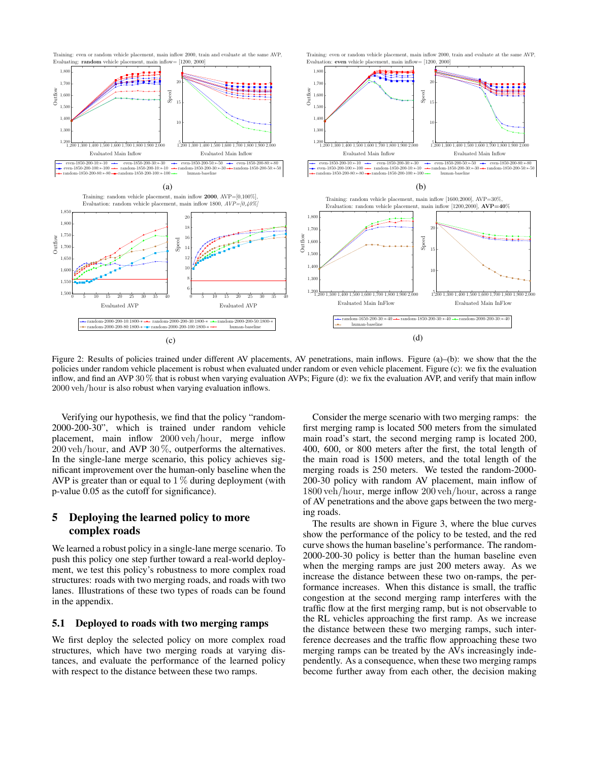Figure 2: Results of policies trained under different AV placements, AV penetrations, main inflows. Figure (a)–(b): we show that the the policies under random vehicle placement is robust when evaluated under random or even vehicle placement. Figure (c): we fix the evaluation inflow, and find an AVP 30 % that is robust when varying evaluation AVPs; Figure (d): we fix the evaluation AVP, and verify that main inflow 2000 veh/hour is also robust when varying evaluation inflows.

Verifying our hypothesis, we find that the policy "random-2000-200-30", which is trained under random vehicle placement, main inflow 2000 veh/hour, merge inflow 200 veh/hour, and AVP 30 %, outperforms the alternatives. In the single-lane merge scenario, this policy achieves significant improvement over the human-only baseline when the AVP is greater than or equal to 1 % during deployment (with p-value 0.05 as the cutoff for significance).

## 5 Deploying the learned policy to more complex roads

We learned a robust policy in a single-lane merge scenario. To push this policy one step further toward a real-world deployment, we test this policy's robustness to more complex road structures: roads with two merging roads, and roads with two lanes. Illustrations of these two types of roads can be found in the appendix.

### 5.1 Deployed to roads with two merging ramps

We first deploy the selected policy on more complex road structures, which have two merging roads at varying distances, and evaluate the performance of the learned policy with respect to the distance between these two ramps.

Consider the merge scenario with two merging ramps: the first merging ramp is located 500 meters from the simulated main road's start, the second merging ramp is located 200, 400, 600, or 800 meters after the first, the total length of the main road is 1500 meters, and the total length of the merging roads is 250 meters. We tested the random-2000-200-30 policy with random AV placement, main inflow of 1800 veh/hour, merge inflow 200 veh/hour, across a range of AV penetrations and the above gaps between the two merging roads.

The results are shown in Figure 3, where the blue curves show the performance of the policy to be tested, and the red curve shows the human baseline's performance. The random-2000-200-30 policy is better than the human baseline even when the merging ramps are just 200 meters away. As we increase the distance between these two on-ramps, the performance increases. When this distance is small, the traffic congestion at the second merging ramp interferes with the traffic flow at the first merging ramp, but is not observable to the RL vehicles approaching the first ramp. As we increase the distance between these two merging ramps, such interference decreases and the traffic flow approaching these two merging ramps can be treated by the AVs increasingly independently. As a consequence, when these two merging ramps become further away from each other, the decision making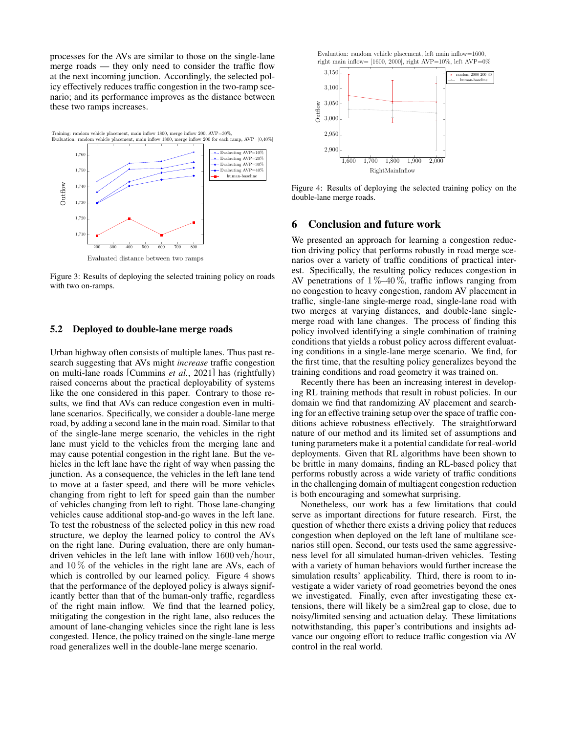processes for the AVs are similar to those on the single-lane merge roads — they only need to consider the traffic flow at the next incoming junction. Accordingly, the selected policy effectively reduces traffic congestion in the two-ramp scenario; and its performance improves as the distance between these two ramps increases.

Figure 3: Results of deploying the selected training policy on roads with two on-ramps.

## 5.2 Deployed to double-lane merge roads

Urban highway often consists of multiple lanes. Thus past research suggesting that AVs might *increase* traffic congestion on multi-lane roads [Cummins *et al.*, 2021] has (rightfully) raised concerns about the practical deployability of systems like the one considered in this paper. Contrary to those results, we find that AVs can reduce congestion even in multi-lane scenarios. Specifically, we consider a double-lane merge road, by adding a second lane in the main road. Similar to that of the single-lane merge scenario, the vehicles in the right lane must yield to the vehicles from the merging lane and may cause potential congestion in the right lane. But the vehicles in the left lane have the right of way when passing the junction. As a consequence, the vehicles in the left lane tend to move at a faster speed, and there will be more vehicles changing from right to left for speed gain than the number of vehicles changing from left to right. Those lane-changing vehicles cause additional stop-and-go waves in the left lane. To test the robustness of the selected policy in this new road structure, we deploy the learned policy to control the AVs on the right lane. During evaluation, there are only human-driven vehicles in the left lane with inflow $1600\,\text{veh}/\text{hour}$, and $10\,\%$ of the vehicles in the right lane are AVs, each of which is controlled by our learned policy. Figure 4 shows that the performance of the deployed policy is always significantly better than that of the human-only traffic, regardless of the right main inflow. We find that the learned policy, mitigating the congestion in the right lane, also reduces the amount of lane-changing vehicles since the right lane is less congested. Hence, the policy trained on the single-lane merge road generalizes well in the double-lane merge scenario.

Figure 4: Results of deploying the selected training policy on the double-lane merge roads.

## 6 Conclusion and future work

We presented an approach for learning a congestion reduction driving policy that performs robustly in road merge scenarios over a variety of traffic conditions of practical interest. Specifically, the resulting policy reduces congestion in AV penetrations of $1\,\%$–$40\,\%$, traffic inflows ranging from no congestion to heavy congestion, random AV placement in traffic, single-lane single-merge road, single-lane road with two merges at varying distances, and double-lane single-merge road with lane changes. The process of finding this policy involved identifying a single combination of training conditions that yields a robust policy across different evaluating conditions in a single-lane merge scenario. We find, for the first time, that the resulting policy generalizes beyond the training conditions and road geometry it was trained on.

Recently there has been an increasing interest in developing RL training methods that result in robust policies. In our domain we find that randomizing AV placement and searching for an effective training setup over the space of traffic conditions achieve robustness effectively. The straightforward nature of our method and its limited set of assumptions and tuning parameters make it a potential candidate for real-world deployments. Given that RL algorithms have been shown to be brittle in many domains, finding an RL-based policy that performs robustly across a wide variety of traffic conditions in the challenging domain of multiagent congestion reduction is both encouraging and somewhat surprising.

Nonetheless, our work has a few limitations that could serve as important directions for future research. First, the question of whether there exists a driving policy that reduces congestion when deployed on the left lane of multilane scenarios still open. Second, our tests used the same aggressiveness level for all simulated human-driven vehicles. Testing with a variety of human behaviors would further increase the simulation results' applicability. Third, there is room to investigate a wider variety of road geometries beyond the ones we investigated. Finally, even after investigating these extensions, there will likely be a sim2real gap to close, due to noisy/limited sensing and actuation delay. These limitations notwithstanding, this paper's contributions and insights advance our ongoing effort to reduce traffic congestion via AV control in the real world.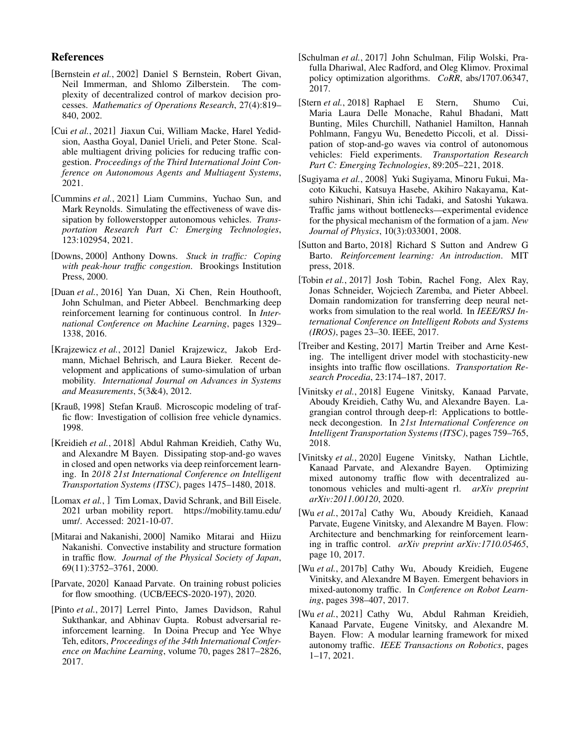## References

[Bernstein *et al.*, 2002] Daniel S Bernstein, Robert Givan, Neil Immerman, and Shlomo Zilberstein. The complexity of decentralized control of markov decision processes. *Mathematics of Operations Research*, 27(4):819–840, 2002.

[Cui *et al.*, 2021] Jiaxun Cui, William Macke, Harel Yedidsion, Aastha Goyal, Daniel Urieli, and Peter Stone. Scalable multiagent driving policies for reducing traffic congestion. *Proceedings of the Third International Joint Conference on Autonomous Agents and Multiagent Systems*, 2021.

[Cummins *et al.*, 2021] Liam Cummins, Yuchao Sun, and Mark Reynolds. Simulating the effectiveness of wave dissipation by followerstopper autonomous vehicles. *Transportation Research Part C: Emerging Technologies*, 123:102954, 2021.

[Downs, 2000] Anthony Downs. *Stuck in traffic: Coping with peak-hour traffic congestion*. Brookings Institution Press, 2000.

[Duan *et al.*, 2016] Yan Duan, Xi Chen, Rein Houthooft, John Schulman, and Pieter Abbeel. Benchmarking deep reinforcement learning for continuous control. In *International Conference on Machine Learning*, pages 1329–1338, 2016.

[Krajzewicz *et al.*, 2012] Daniel Krajzewicz, Jakob Erdmann, Michael Behrisch, and Laura Bieker. Recent development and applications of sumo-simulation of urban mobility. *International Journal on Advances in Systems and Measurements*, 5(3&4), 2012.

[Krauß, 1998] Stefan Krauß. Microscopic modeling of traffic flow: Investigation of collision free vehicle dynamics. 1998.

[Kreidieh *et al.*, 2018] Abdul Rahman Kreidieh, Cathy Wu, and Alexandre M Bayen. Dissipating stop-and-go waves in closed and open networks via deep reinforcement learning. In *2018 21st International Conference on Intelligent Transportation Systems (ITSC)*, pages 1475–1480, 2018.

[Lomax *et al.*, ] Tim Lomax, David Schrank, and Bill Eisele. 2021 urban mobility report. https://mobility.tamu.edu/umr/. Accessed: 2021-10-07.

[Mitarai and Nakanishi, 2000] Namiko Mitarai and Hiizu Nakanishi. Convective instability and structure formation in traffic flow. *Journal of the Physical Society of Japan*, 69(11):3752–3761, 2000.

[Parvate, 2020] Kanaad Parvate. On training robust policies for flow smoothing. (UCB/EECS-2020-197), 2020.

[Pinto *et al.*, 2017] Lerrel Pinto, James Davidson, Rahul Sukthankar, and Abhinav Gupta. Robust adversarial reinforcement learning. In Doina Precup and Yee Whye Teh, editors, *Proceedings of the 34th International Conference on Machine Learning*, volume 70, pages 2817–2826, 2017.

[Schulman *et al.*, 2017] John Schulman, Filip Wolski, Prafulla Dhariwal, Alec Radford, and Oleg Klimov. Proximal policy optimization algorithms. *CoRR*, abs/1707.06347, 2017.

[Stern *et al.*, 2018] Raphael E Stern, Shumo Cui, Maria Laura Delle Monache, Rahul Bhadani, Matt Bunting, Miles Churchill, Nathaniel Hamilton, Hannah Pohlmann, Fangyu Wu, Benedetto Piccoli, et al. Dissipation of stop-and-go waves via control of autonomous vehicles: Field experiments. *Transportation Research Part C: Emerging Technologies*, 89:205–221, 2018.

[Sugiyama *et al.*, 2008] Yuki Sugiyama, Minoru Fukui, Macoto Kikuchi, Katsuya Hasebe, Akihiro Nakayama, Katsuhiro Nishinari, Shin ichi Tadaki, and Satoshi Yukawa. Traffic jams without bottlenecks—experimental evidence for the physical mechanism of the formation of a jam. *New Journal of Physics*, 10(3):033001, 2008.

[Sutton and Barto, 2018] Richard S Sutton and Andrew G Barto. *Reinforcement learning: An introduction*. MIT press, 2018.

[Tobin *et al.*, 2017] Josh Tobin, Rachel Fong, Alex Ray, Jonas Schneider, Wojciech Zaremba, and Pieter Abbeel. Domain randomization for transferring deep neural networks from simulation to the real world. In *IEEE/RSJ International Conference on Intelligent Robots and Systems (IROS)*, pages 23–30. IEEE, 2017.

[Treiber and Kesting, 2017] Martin Treiber and Arne Kesting. The intelligent driver model with stochasticity-new insights into traffic flow oscillations. *Transportation Research Procedia*, 23:174–187, 2017.

[Vinitsky *et al.*, 2018] Eugene Vinitsky, Kanaad Parvate, Aboudy Kreidieh, Cathy Wu, and Alexandre Bayen. Lagrangian control through deep-rl: Applications to bottleneck decongestion. In *21st International Conference on Intelligent Transportation Systems (ITSC)*, pages 759–765, 2018.

[Vinitsky *et al.*, 2020] Eugene Vinitsky, Nathan Lichtle, Kanaad Parvate, and Alexandre Bayen. Optimizing mixed autonomy traffic flow with decentralized autonomous vehicles and multi-agent rl. *arXiv preprint arXiv:2011.00120*, 2020.

[Wu *et al.*, 2017a] Cathy Wu, Aboudy Kreidieh, Kanaad Parvate, Eugene Vinitsky, and Alexandre M Bayen. Flow: Architecture and benchmarking for reinforcement learning in traffic control. *arXiv preprint arXiv:1710.05465*, page 10, 2017.

[Wu *et al.*, 2017b] Cathy Wu, Aboudy Kreidieh, Eugene Vinitsky, and Alexandre M Bayen. Emergent behaviors in mixed-autonomy traffic. In *Conference on Robot Learning*, pages 398–407, 2017.

[Wu *et al.*, 2021] Cathy Wu, Abdul Rahman Kreidieh, Kanaad Parvate, Eugene Vinitsky, and Alexandre M. Bayen. Flow: A modular learning framework for mixed autonomy traffic. *IEEE Transactions on Robotics*, pages 1–17, 2021.